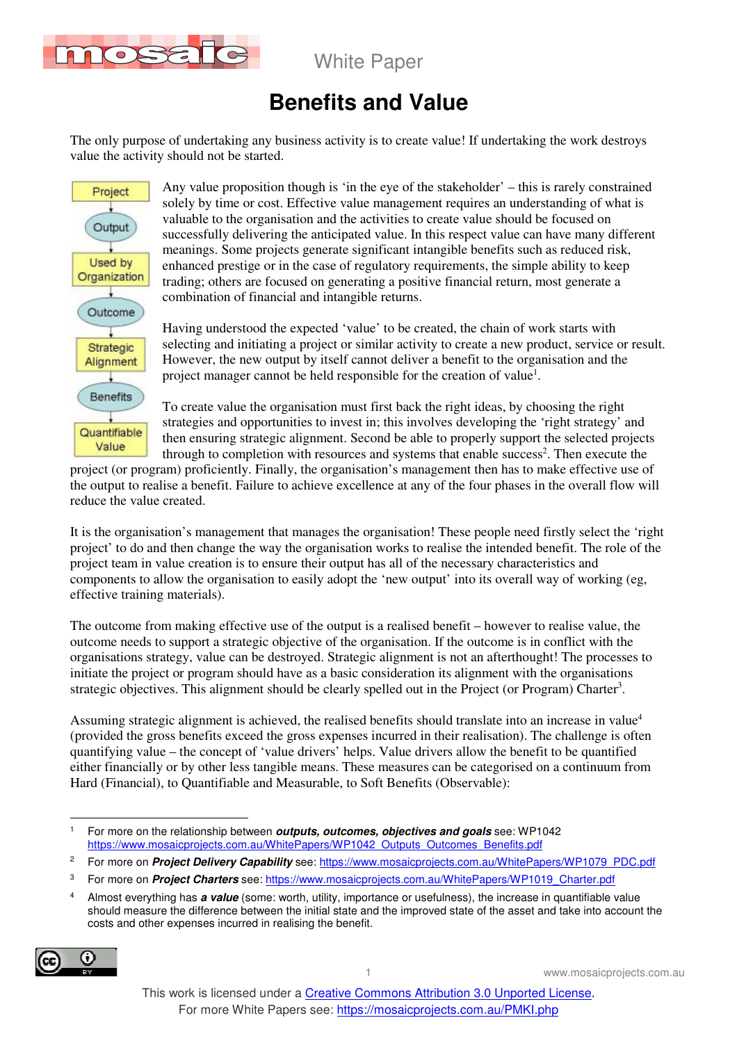White Paper

# Benefits and Value

The only purpose of undertaking any business activity is to create value! If undertaking the work destroys value the activity should not be started.

Project → Output → Used by Organization → Outcome → Strategic Alignment → Benefits → Quantifiable Value

Any value proposition though is 'in the eye of the stakeholder' – this is rarely constrained solely by time or cost. Effective value management requires an understanding of what is valuable to the organisation and the activities to create value should be focused on successfully delivering the anticipated value. In this respect value can have many different meanings. Some projects generate significant intangible benefits such as reduced risk, enhanced prestige or in the case of regulatory requirements, the simple ability to keep trading; others are focused on generating a positive financial return, most generate a combination of financial and intangible returns.

Having understood the expected 'value' to be created, the chain of work starts with selecting and initiating a project or similar activity to create a new product, service or result. However, the new output by itself cannot deliver a benefit to the organisation and the project manager cannot be held responsible for the creation of value[1].

To create value the organisation must first back the right ideas, by choosing the right strategies and opportunities to invest in; this involves developing the 'right strategy' and then ensuring strategic alignment. Second be able to properly support the selected projects through to completion with resources and systems that enable success[2]. Then execute the project (or program) proficiently. Finally, the organisation's management then has to make effective use of the output to realise a benefit. Failure to achieve excellence at any of the four phases in the overall flow will reduce the value created.

It is the organisation's management that manages the organisation! These people need firstly select the 'right project' to do and then change the way the organisation works to realise the intended benefit. The role of the project team in value creation is to ensure their output has all of the necessary characteristics and components to allow the organisation to easily adopt the 'new output' into its overall way of working (eg, effective training materials).

The outcome from making effective use of the output is a realised benefit – however to realise value, the outcome needs to support a strategic objective of the organisation. If the outcome is in conflict with the organisations strategy, value can be destroyed. Strategic alignment is not an afterthought! The processes to initiate the project or program should have as a basic consideration its alignment with the organisations strategic objectives. This alignment should be clearly spelled out in the Project (or Program) Charter[3].

Assuming strategic alignment is achieved, the realised benefits should translate into an increase in value[4] (provided the gross benefits exceed the gross expenses incurred in their realisation). The challenge is often quantifying value – the concept of 'value drivers' helps. Value drivers allow the benefit to be quantified either financially or by other less tangible means. These measures can be categorised on a continuum from Hard (Financial), to Quantifiable and Measurable, to Soft Benefits (Observable):

---

1. For more on the relationship between ***outputs, outcomes, objectives and goals*** see: WP1042 https://www.mosaicprojects.com.au/WhitePapers/WP1042_Outputs_Outcomes_Benefits.pdf
2. For more on ***Project Delivery Capability*** see: https://www.mosaicprojects.com.au/WhitePapers/WP1079_PDC.pdf
3. For more on ***Project Charters*** see: https://www.mosaicprojects.com.au/WhitePapers/WP1019_Charter.pdf
4. Almost everything has ***a value*** (some: worth, utility, importance or usefulness), the increase in quantifiable value should measure the difference between the initial state and the improved state of the asset and take into account the costs and other expenses incurred in realising the benefit.

This work is licensed under a Creative Commons Attribution 3.0 Unported License.
For more White Papers see: https://mosaicprojects.com.au/PMKI.php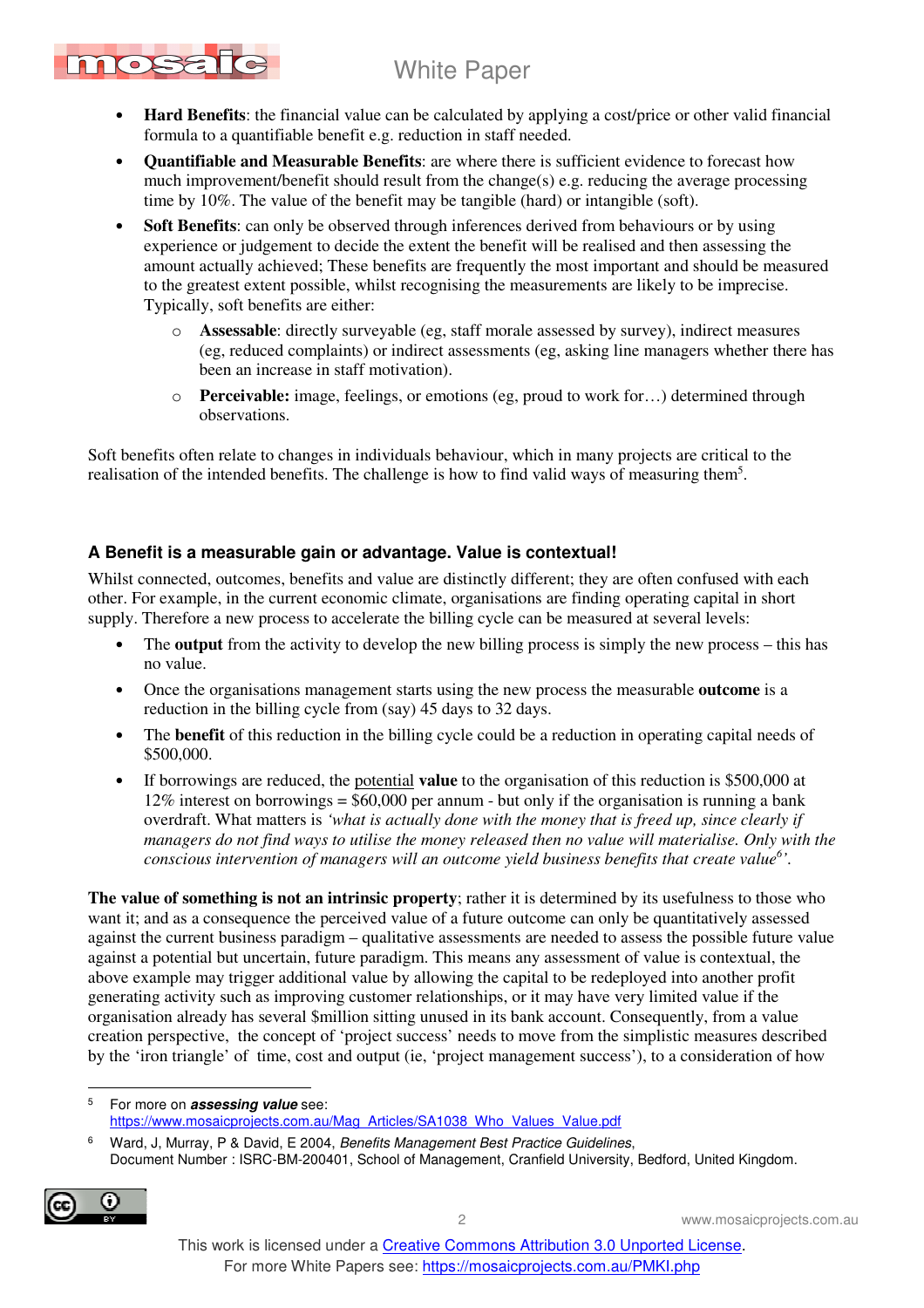- **Hard Benefits**: the financial value can be calculated by applying a cost/price or other valid financial formula to a quantifiable benefit e.g. reduction in staff needed.
- **Quantifiable and Measurable Benefits**: are where there is sufficient evidence to forecast how much improvement/benefit should result from the change(s) e.g. reducing the average processing time by 10%. The value of the benefit may be tangible (hard) or intangible (soft).
- **Soft Benefits**: can only be observed through inferences derived from behaviours or by using experience or judgement to decide the extent the benefit will be realised and then assessing the amount actually achieved; These benefits are frequently the most important and should be measured to the greatest extent possible, whilst recognising the measurements are likely to be imprecise. Typically, soft benefits are either:
  - **Assessable**: directly surveyable (eg, staff morale assessed by survey), indirect measures (eg, reduced complaints) or indirect assessments (eg, asking line managers whether there has been an increase in staff motivation).
  - **Perceivable:** image, feelings, or emotions (eg, proud to work for…) determined through observations.

Soft benefits often relate to changes in individuals behaviour, which in many projects are critical to the realisation of the intended benefits. The challenge is how to find valid ways of measuring them[5].

## A Benefit is a measurable gain or advantage. Value is contextual!

Whilst connected, outcomes, benefits and value are distinctly different; they are often confused with each other. For example, in the current economic climate, organisations are finding operating capital in short supply. Therefore a new process to accelerate the billing cycle can be measured at several levels:

- The **output** from the activity to develop the new billing process is simply the new process – this has no value.
- Once the organisations management starts using the new process the measurable **outcome** is a reduction in the billing cycle from (say) 45 days to 32 days.
- The **benefit** of this reduction in the billing cycle could be a reduction in operating capital needs of $500,000.
- If borrowings are reduced, the potential **value** to the organisation of this reduction is $500,000 at 12% interest on borrowings = $60,000 per annum - but only if the organisation is running a bank overdraft. What matters is *'what is actually done with the money that is freed up, since clearly if managers do not find ways to utilise the money released then no value will materialise. Only with the conscious intervention of managers will an outcome yield business benefits that create value[6]'.*

**The value of something is not an intrinsic property**; rather it is determined by its usefulness to those who want it; and as a consequence the perceived value of a future outcome can only be quantitatively assessed against the current business paradigm – qualitative assessments are needed to assess the possible future value against a potential but uncertain, future paradigm. This means any assessment of value is contextual, the above example may trigger additional value by allowing the capital to be redeployed into another profit generating activity such as improving customer relationships, or it may have very limited value if the organisation already has several $million sitting unused in its bank account. Consequently, from a value creation perspective, the concept of 'project success' needs to move from the simplistic measures described by the 'iron triangle' of time, cost and output (ie, 'project management success'), to a consideration of how

---

[5] For more on ***assessing value*** see: https://www.mosaicprojects.com.au/Mag_Articles/SA1038_Who_Values_Value.pdf

[6] Ward, J, Murray, P & David, E 2004, *Benefits Management Best Practice Guidelines*, Document Number : ISRC-BM-200401, School of Management, Cranfield University, Bedford, United Kingdom.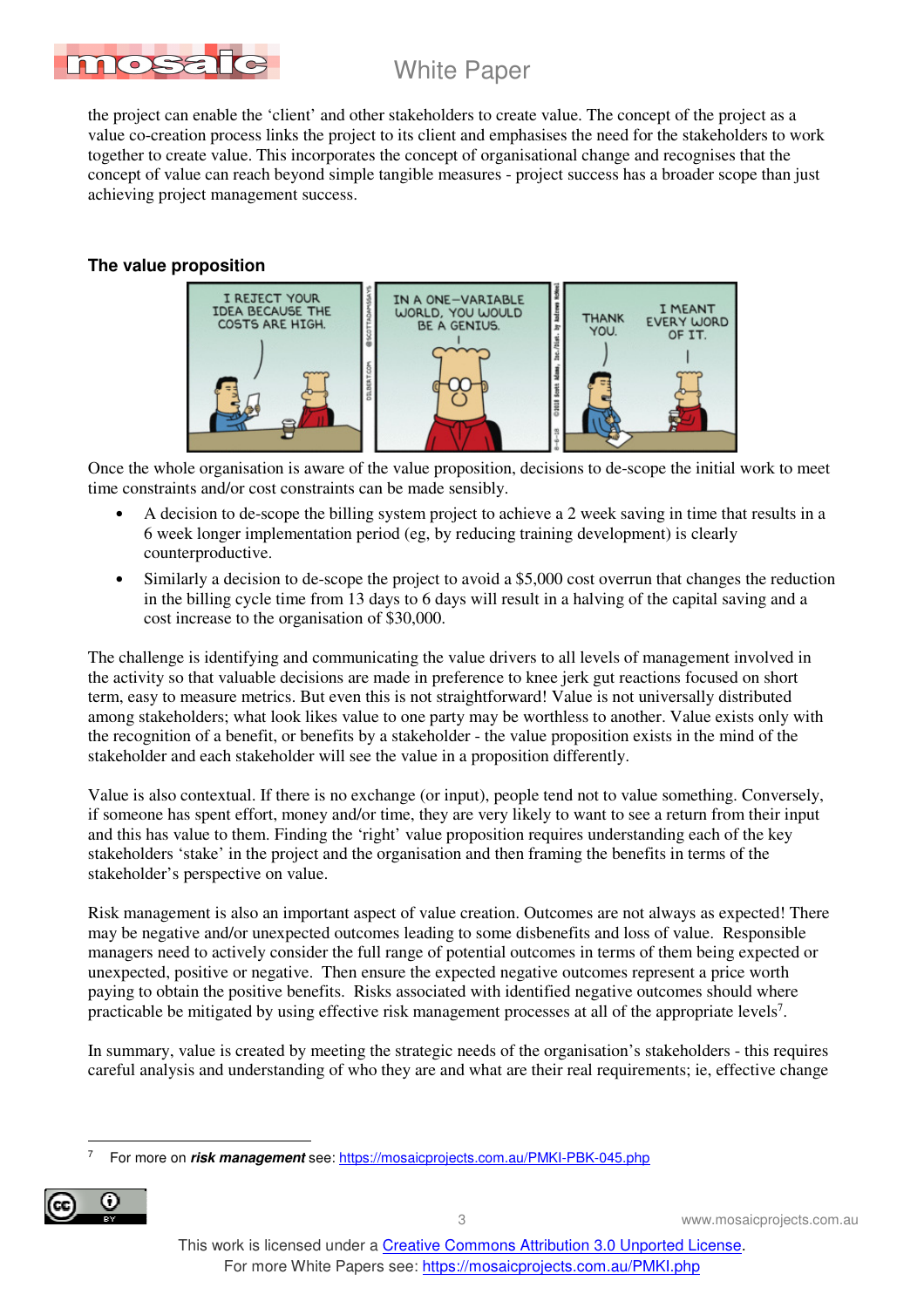the project can enable the 'client' and other stakeholders to create value. The concept of the project as a value co-creation process links the project to its client and emphasises the need for the stakeholders to work together to create value. This incorporates the concept of organisational change and recognises that the concept of value can reach beyond simple tangible measures - project success has a broader scope than just achieving project management success.

### The value proposition

Once the whole organisation is aware of the value proposition, decisions to de-scope the initial work to meet time constraints and/or cost constraints can be made sensibly.

- A decision to de-scope the billing system project to achieve a 2 week saving in time that results in a 6 week longer implementation period (eg, by reducing training development) is clearly counterproductive.
- Similarly a decision to de-scope the project to avoid a $5,000 cost overrun that changes the reduction in the billing cycle time from 13 days to 6 days will result in a halving of the capital saving and a cost increase to the organisation of $30,000.

The challenge is identifying and communicating the value drivers to all levels of management involved in the activity so that valuable decisions are made in preference to knee jerk gut reactions focused on short term, easy to measure metrics. But even this is not straightforward! Value is not universally distributed among stakeholders; what look likes value to one party may be worthless to another. Value exists only with the recognition of a benefit, or benefits by a stakeholder - the value proposition exists in the mind of the stakeholder and each stakeholder will see the value in a proposition differently.

Value is also contextual. If there is no exchange (or input), people tend not to value something. Conversely, if someone has spent effort, money and/or time, they are very likely to want to see a return from their input and this has value to them. Finding the 'right' value proposition requires understanding each of the key stakeholders 'stake' in the project and the organisation and then framing the benefits in terms of the stakeholder's perspective on value.

Risk management is also an important aspect of value creation. Outcomes are not always as expected! There may be negative and/or unexpected outcomes leading to some disbenefits and loss of value. Responsible managers need to actively consider the full range of potential outcomes in terms of them being expected or unexpected, positive or negative. Then ensure the expected negative outcomes represent a price worth paying to obtain the positive benefits. Risks associated with identified negative outcomes should where practicable be mitigated by using effective risk management processes at all of the appropriate levels[7].

In summary, value is created by meeting the strategic needs of the organisation's stakeholders - this requires careful analysis and understanding of who they are and what are their real requirements; ie, effective change

---

[7] For more on ***risk management*** see: https://mosaicprojects.com.au/PMKI-PBK-045.php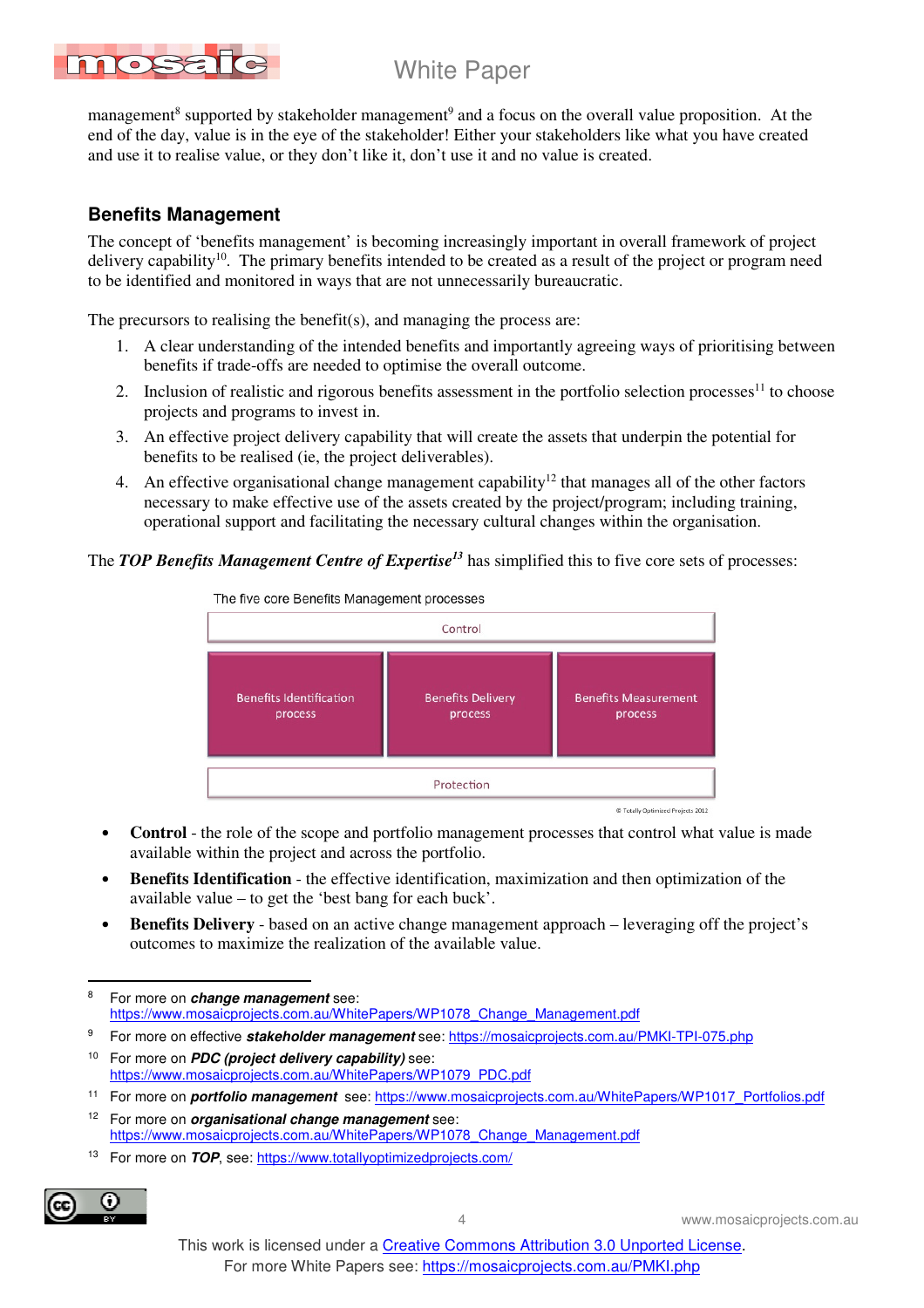management[8] supported by stakeholder management[9] and a focus on the overall value proposition. At the end of the day, value is in the eye of the stakeholder! Either your stakeholders like what you have created and use it to realise value, or they don't like it, don't use it and no value is created.

## Benefits Management

The concept of 'benefits management' is becoming increasingly important in overall framework of project delivery capability[10]. The primary benefits intended to be created as a result of the project or program need to be identified and monitored in ways that are not unnecessarily bureaucratic.

The precursors to realising the benefit(s), and managing the process are:

1. A clear understanding of the intended benefits and importantly agreeing ways of prioritising between benefits if trade-offs are needed to optimise the overall outcome.
2. Inclusion of realistic and rigorous benefits assessment in the portfolio selection processes[11] to choose projects and programs to invest in.
3. An effective project delivery capability that will create the assets that underpin the potential for benefits to be realised (ie, the project deliverables).
4. An effective organisational change management capability[12] that manages all of the other factors necessary to make effective use of the assets created by the project/program; including training, operational support and facilitating the necessary cultural changes within the organisation.

The ***TOP Benefits Management Centre of Expertise***[13] has simplified this to five core sets of processes:

The five core Benefits Management processes

| Control | | |
|---|---|---|
| Benefits Identification process | Benefits Delivery process | Benefits Measurement process |
| Protection | | |

© Totally Optimized Projects 2012

- **Control** - the role of the scope and portfolio management processes that control what value is made available within the project and across the portfolio.
- **Benefits Identification** - the effective identification, maximization and then optimization of the available value – to get the 'best bang for each buck'.
- **Benefits Delivery** - based on an active change management approach – leveraging off the project's outcomes to maximize the realization of the available value.

---

[8] For more on ***change management*** see: https://www.mosaicprojects.com.au/WhitePapers/WP1078_Change_Management.pdf

[9] For more on effective ***stakeholder management*** see: https://mosaicprojects.com.au/PMKI-TPI-075.php

[10] For more on ***PDC (project delivery capability)*** see: https://www.mosaicprojects.com.au/WhitePapers/WP1079_PDC.pdf

[11] For more on ***portfolio management*** see: https://www.mosaicprojects.com.au/WhitePapers/WP1017_Portfolios.pdf

[12] For more on ***organisational change management*** see: https://www.mosaicprojects.com.au/WhitePapers/WP1078_Change_Management.pdf

[13] For more on ***TOP***, see: https://www.totallyoptimizedprojects.com/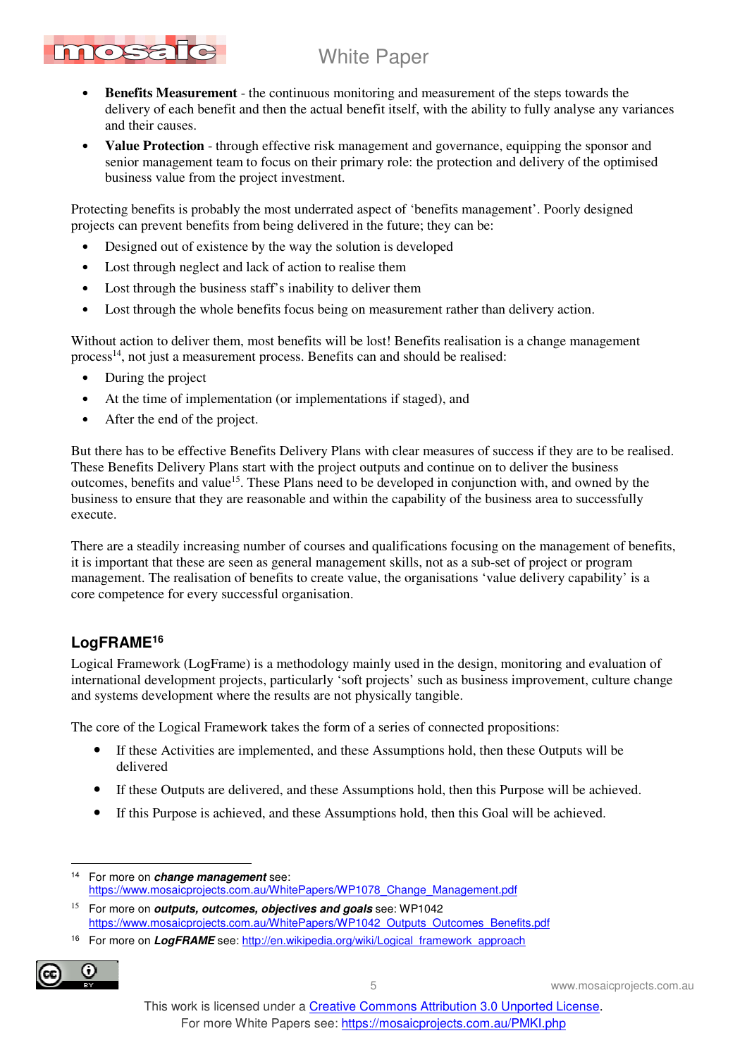- **Benefits Measurement** - the continuous monitoring and measurement of the steps towards the delivery of each benefit and then the actual benefit itself, with the ability to fully analyse any variances and their causes.
- **Value Protection** - through effective risk management and governance, equipping the sponsor and senior management team to focus on their primary role: the protection and delivery of the optimised business value from the project investment.

Protecting benefits is probably the most underrated aspect of 'benefits management'. Poorly designed projects can prevent benefits from being delivered in the future; they can be:

- Designed out of existence by the way the solution is developed
- Lost through neglect and lack of action to realise them
- Lost through the business staff's inability to deliver them
- Lost through the whole benefits focus being on measurement rather than delivery action.

Without action to deliver them, most benefits will be lost! Benefits realisation is a change management process[14], not just a measurement process. Benefits can and should be realised:

- During the project
- At the time of implementation (or implementations if staged), and
- After the end of the project.

But there has to be effective Benefits Delivery Plans with clear measures of success if they are to be realised. These Benefits Delivery Plans start with the project outputs and continue on to deliver the business outcomes, benefits and value[15]. These Plans need to be developed in conjunction with, and owned by the business to ensure that they are reasonable and within the capability of the business area to successfully execute.

There are a steadily increasing number of courses and qualifications focusing on the management of benefits, it is important that these are seen as general management skills, not as a sub-set of project or program management. The realisation of benefits to create value, the organisations 'value delivery capability' is a core competence for every successful organisation.

## LogFRAME[16]

Logical Framework (LogFrame) is a methodology mainly used in the design, monitoring and evaluation of international development projects, particularly 'soft projects' such as business improvement, culture change and systems development where the results are not physically tangible.

The core of the Logical Framework takes the form of a series of connected propositions:

- If these Activities are implemented, and these Assumptions hold, then these Outputs will be delivered
- If these Outputs are delivered, and these Assumptions hold, then this Purpose will be achieved.
- If this Purpose is achieved, and these Assumptions hold, then this Goal will be achieved.

---

[14] For more on ***change management*** see: https://www.mosaicprojects.com.au/WhitePapers/WP1078_Change_Management.pdf

[15] For more on ***outputs, outcomes, objectives and goals*** see: WP1042 https://www.mosaicprojects.com.au/WhitePapers/WP1042_Outputs_Outcomes_Benefits.pdf

[16] For more on ***LogFRAME*** see: http://en.wikipedia.org/wiki/Logical_framework_approach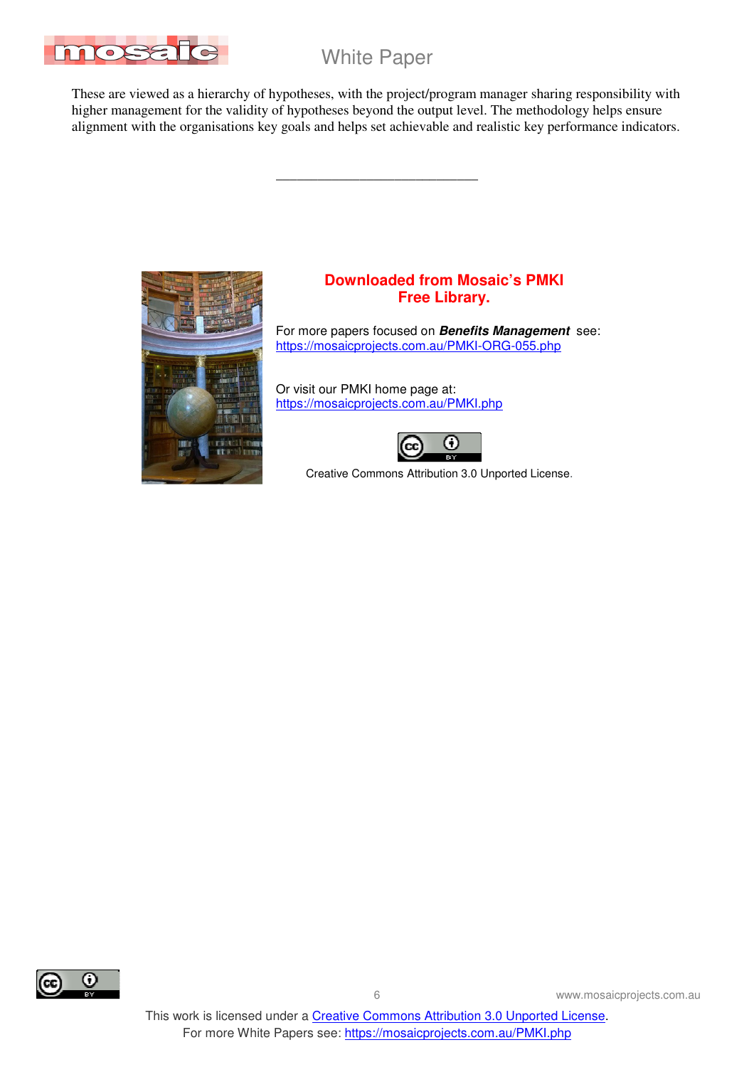These are viewed as a hierarchy of hypotheses, with the project/program manager sharing responsibility with higher management for the validity of hypotheses beyond the output level. The methodology helps ensure alignment with the organisations key goals and helps set achievable and realistic key performance indicators.

\_\_\_\_\_\_\_\_\_\_\_\_\_\_\_\_\_\_\_\_\_\_\_\_\_\_\_\_

**Downloaded from Mosaic's PMKI Free Library.**

For more papers focused on ***Benefits Management*** see:
https://mosaicprojects.com.au/PMKI-ORG-055.php

Or visit our PMKI home page at:
https://mosaicprojects.com.au/PMKI.php

Creative Commons Attribution 3.0 Unported License.

This work is licensed under a Creative Commons Attribution 3.0 Unported License.
For more White Papers see: https://mosaicprojects.com.au/PMKI.php